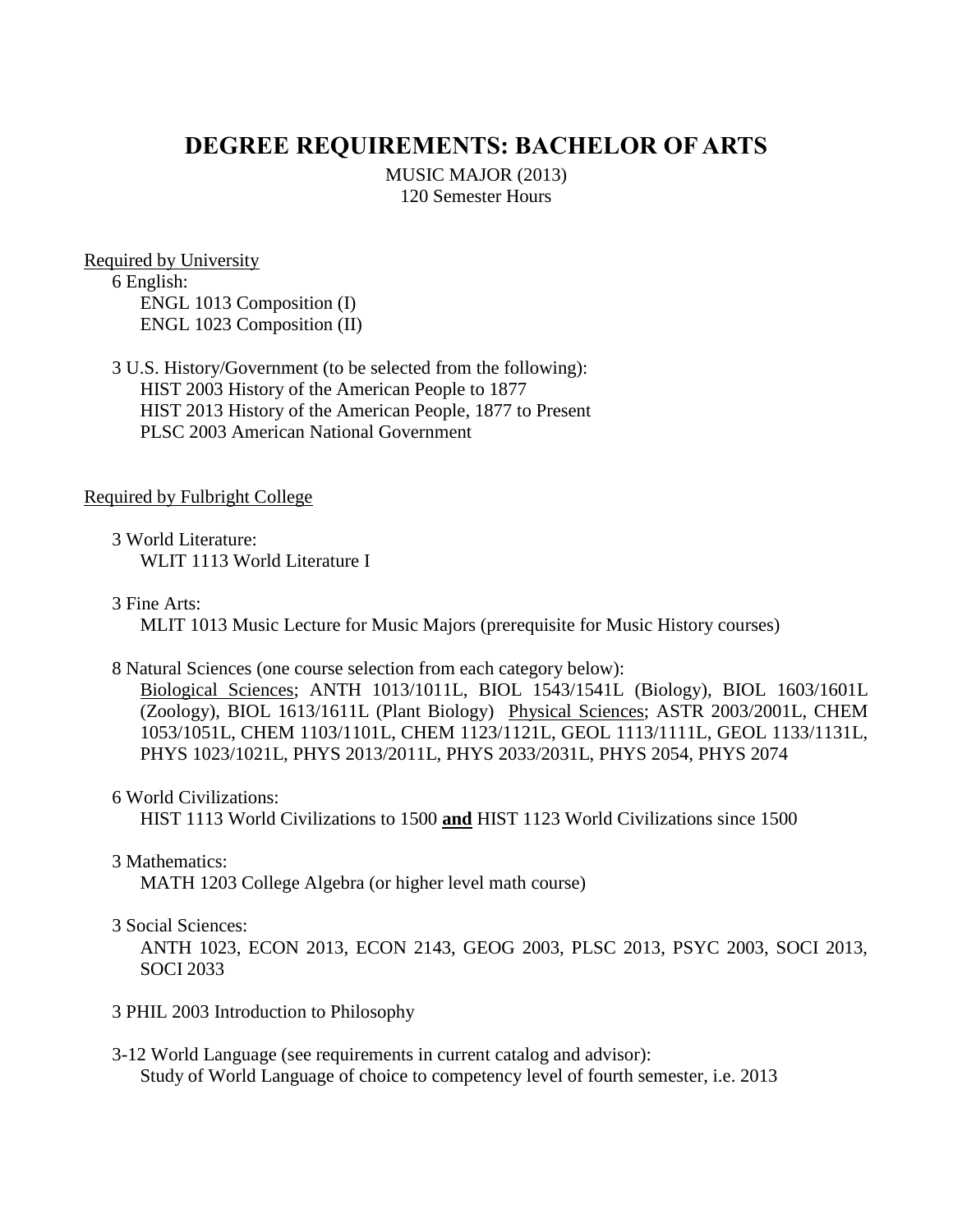# DEGREE REQUIREMENTS: BACHELOR OF ARTS

MUSIC MAJOR (2013)
120 Semester Hours

<u>Required by University</u>

6 English:
- ENGL 1013 Composition (I)
- ENGL 1023 Composition (II)

3 U.S. History/Government (to be selected from the following):
- HIST 2003 History of the American People to 1877
- HIST 2013 History of the American People, 1877 to Present
- PLSC 2003 American National Government

<u>Required by Fulbright College</u>

3 World Literature:
- WLIT 1113 World Literature I

3 Fine Arts:
- MLIT 1013 Music Lecture for Music Majors (prerequisite for Music History courses)

8 Natural Sciences (one course selection from each category below):
<u>Biological Sciences</u>; ANTH 1013/1011L, BIOL 1543/1541L (Biology), BIOL 1603/1601L (Zoology), BIOL 1613/1611L (Plant Biology) <u>Physical Sciences</u>; ASTR 2003/2001L, CHEM 1053/1051L, CHEM 1103/1101L, CHEM 1123/1121L, GEOL 1113/1111L, GEOL 1133/1131L, PHYS 1023/1021L, PHYS 2013/2011L, PHYS 2033/2031L, PHYS 2054, PHYS 2074

6 World Civilizations:
- HIST 1113 World Civilizations to 1500 **<u>and</u>** HIST 1123 World Civilizations since 1500

3 Mathematics:
- MATH 1203 College Algebra (or higher level math course)

3 Social Sciences:
- ANTH 1023, ECON 2013, ECON 2143, GEOG 2003, PLSC 2013, PSYC 2003, SOCI 2013, SOCI 2033

3 PHIL 2003 Introduction to Philosophy

3-12 World Language (see requirements in current catalog and advisor):
Study of World Language of choice to competency level of fourth semester, i.e. 2013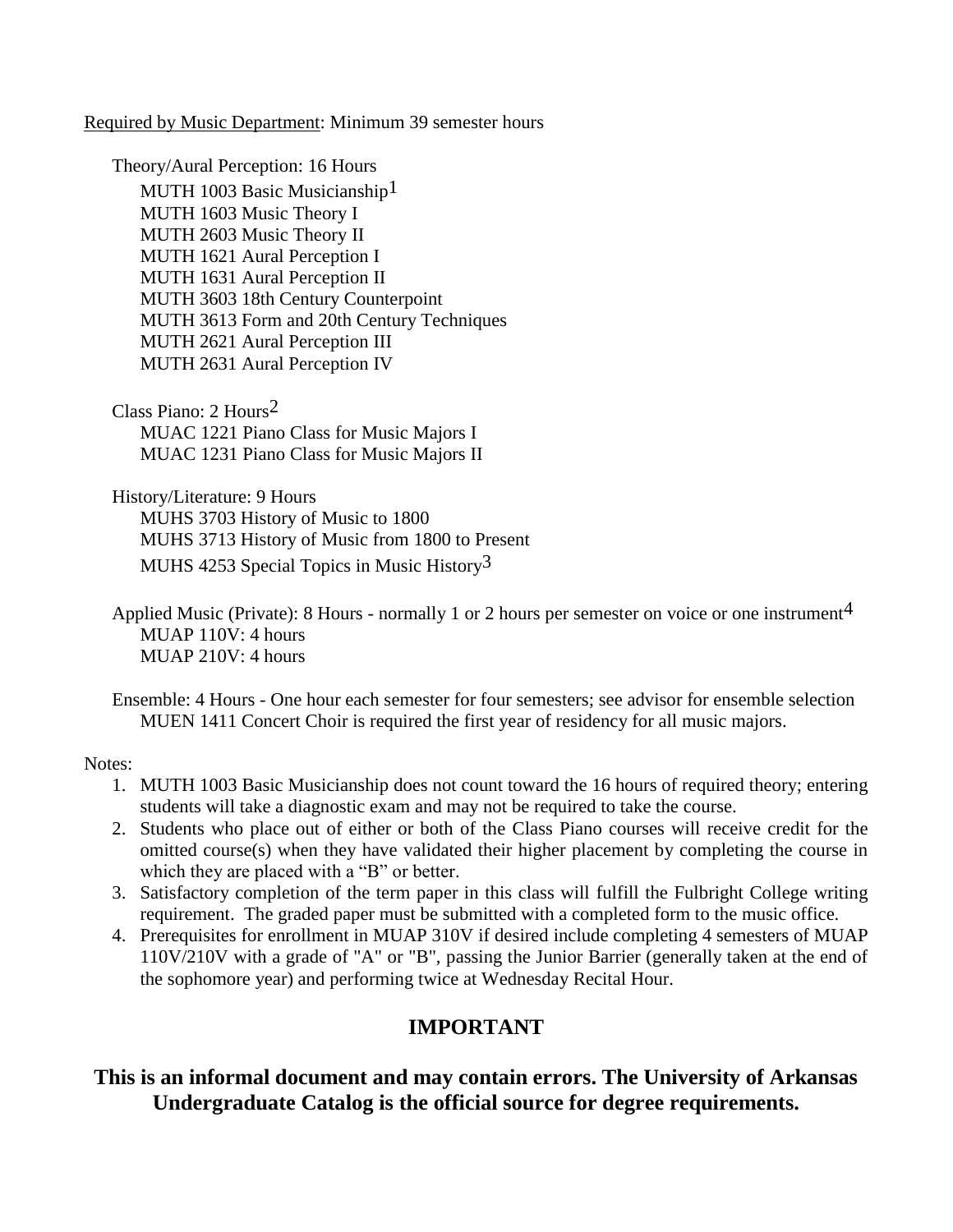Required by Music Department: Minimum 39 semester hours

Theory/Aural Perception: 16 Hours

- MUTH 1003 Basic Musicianship[1]
- MUTH 1603 Music Theory I
- MUTH 2603 Music Theory II
- MUTH 1621 Aural Perception I
- MUTH 1631 Aural Perception II
- MUTH 3603 18th Century Counterpoint
- MUTH 3613 Form and 20th Century Techniques
- MUTH 2621 Aural Perception III
- MUTH 2631 Aural Perception IV

Class Piano: 2 Hours[2]

- MUAC 1221 Piano Class for Music Majors I
- MUAC 1231 Piano Class for Music Majors II

History/Literature: 9 Hours

- MUHS 3703 History of Music to 1800
- MUHS 3713 History of Music from 1800 to Present
- MUHS 4253 Special Topics in Music History[3]

Applied Music (Private): 8 Hours - normally 1 or 2 hours per semester on voice or one instrument[4]

- MUAP 110V: 4 hours
- MUAP 210V: 4 hours

Ensemble: 4 Hours - One hour each semester for four semesters; see advisor for ensemble selection

- MUEN 1411 Concert Choir is required the first year of residency for all music majors.

Notes:

1. MUTH 1003 Basic Musicianship does not count toward the 16 hours of required theory; entering students will take a diagnostic exam and may not be required to take the course.
2. Students who place out of either or both of the Class Piano courses will receive credit for the omitted course(s) when they have validated their higher placement by completing the course in which they are placed with a "B" or better.
3. Satisfactory completion of the term paper in this class will fulfill the Fulbright College writing requirement. The graded paper must be submitted with a completed form to the music office.
4. Prerequisites for enrollment in MUAP 310V if desired include completing 4 semesters of MUAP 110V/210V with a grade of "A" or "B", passing the Junior Barrier (generally taken at the end of the sophomore year) and performing twice at Wednesday Recital Hour.

## IMPORTANT

**This is an informal document and may contain errors. The University of Arkansas Undergraduate Catalog is the official source for degree requirements.**